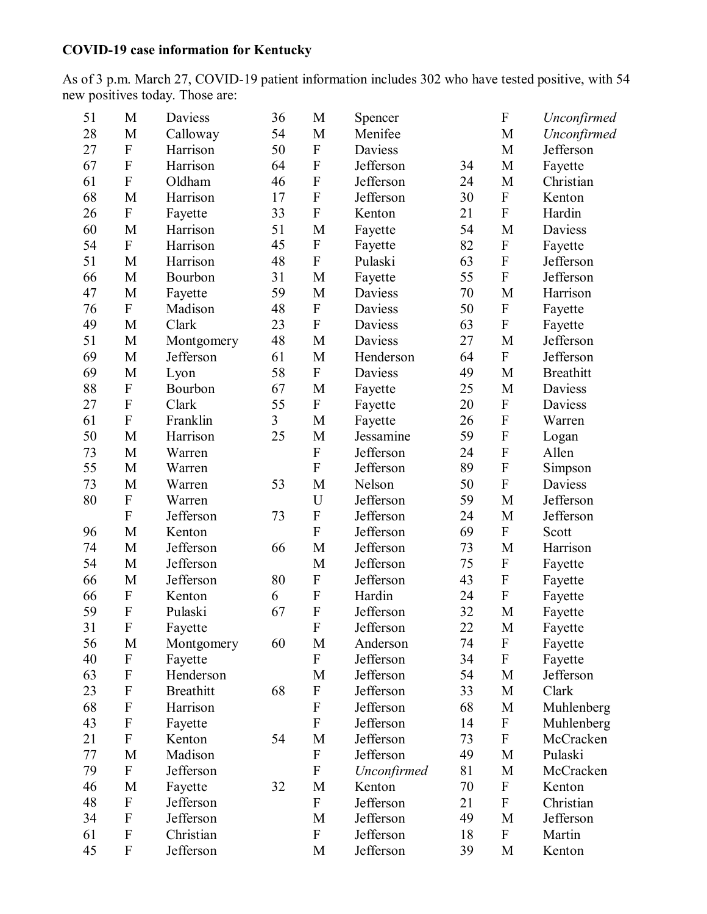**COVID-19 case information for Kentucky**

As of 3 p.m. March 27, COVID-19 patient information includes 302 who have tested positive, with 54 new positives today. Those are:

| | | | | | | | | |
|---|---|---|---|---|---|---|---|---|
| 51 | M | Daviess | 36 | M | Spencer | | F | *Unconfirmed* |
| 28 | M | Calloway | 54 | M | Menifee | | M | *Unconfirmed* |
| 27 | F | Harrison | 50 | F | Daviess | | M | Jefferson |
| 67 | F | Harrison | 64 | F | Jefferson | 34 | M | Fayette |
| 61 | F | Oldham | 46 | F | Jefferson | 24 | M | Christian |
| 68 | M | Harrison | 17 | F | Jefferson | 30 | F | Kenton |
| 26 | F | Fayette | 33 | F | Kenton | 21 | F | Hardin |
| 60 | M | Harrison | 51 | M | Fayette | 54 | M | Daviess |
| 54 | F | Harrison | 45 | F | Fayette | 82 | F | Fayette |
| 51 | M | Harrison | 48 | F | Pulaski | 63 | F | Jefferson |
| 66 | M | Bourbon | 31 | M | Fayette | 55 | F | Jefferson |
| 47 | M | Fayette | 59 | M | Daviess | 70 | M | Harrison |
| 76 | F | Madison | 48 | F | Daviess | 50 | F | Fayette |
| 49 | M | Clark | 23 | F | Daviess | 63 | F | Fayette |
| 51 | M | Montgomery | 48 | M | Daviess | 27 | M | Jefferson |
| 69 | M | Jefferson | 61 | M | Henderson | 64 | F | Jefferson |
| 69 | M | Lyon | 58 | F | Daviess | 49 | M | Breathitt |
| 88 | F | Bourbon | 67 | M | Fayette | 25 | M | Daviess |
| 27 | F | Clark | 55 | F | Fayette | 20 | F | Daviess |
| 61 | F | Franklin | 3 | M | Fayette | 26 | F | Warren |
| 50 | M | Harrison | 25 | M | Jessamine | 59 | F | Logan |
| 73 | M | Warren | | F | Jefferson | 24 | F | Allen |
| 55 | M | Warren | | F | Jefferson | 89 | F | Simpson |
| 73 | M | Warren | 53 | M | Nelson | 50 | F | Daviess |
| 80 | F | Warren | | U | Jefferson | 59 | M | Jefferson |
| | F | Jefferson | 73 | F | Jefferson | 24 | M | Jefferson |
| 96 | M | Kenton | | F | Jefferson | 69 | F | Scott |
| 74 | M | Jefferson | 66 | M | Jefferson | 73 | M | Harrison |
| 54 | M | Jefferson | | M | Jefferson | 75 | F | Fayette |
| 66 | M | Jefferson | 80 | F | Jefferson | 43 | F | Fayette |
| 66 | F | Kenton | 6 | F | Hardin | 24 | F | Fayette |
| 59 | F | Pulaski | 67 | F | Jefferson | 32 | M | Fayette |
| 31 | F | Fayette | | F | Jefferson | 22 | M | Fayette |
| 56 | M | Montgomery | 60 | M | Anderson | 74 | F | Fayette |
| 40 | F | Fayette | | F | Jefferson | 34 | F | Fayette |
| 63 | F | Henderson | | M | Jefferson | 54 | M | Jefferson |
| 23 | F | Breathitt | 68 | F | Jefferson | 33 | M | Clark |
| 68 | F | Harrison | | F | Jefferson | 68 | M | Muhlenberg |
| 43 | F | Fayette | | F | Jefferson | 14 | F | Muhlenberg |
| 21 | F | Kenton | 54 | M | Jefferson | 73 | F | McCracken |
| 77 | M | Madison | | F | Jefferson | 49 | M | Pulaski |
| 79 | F | Jefferson | | F | *Unconfirmed* | 81 | M | McCracken |
| 46 | M | Fayette | 32 | M | Kenton | 70 | F | Kenton |
| 48 | F | Jefferson | | F | Jefferson | 21 | F | Christian |
| 34 | F | Jefferson | | M | Jefferson | 49 | M | Jefferson |
| 61 | F | Christian | | F | Jefferson | 18 | F | Martin |
| 45 | F | Jefferson | | M | Jefferson | 39 | M | Kenton |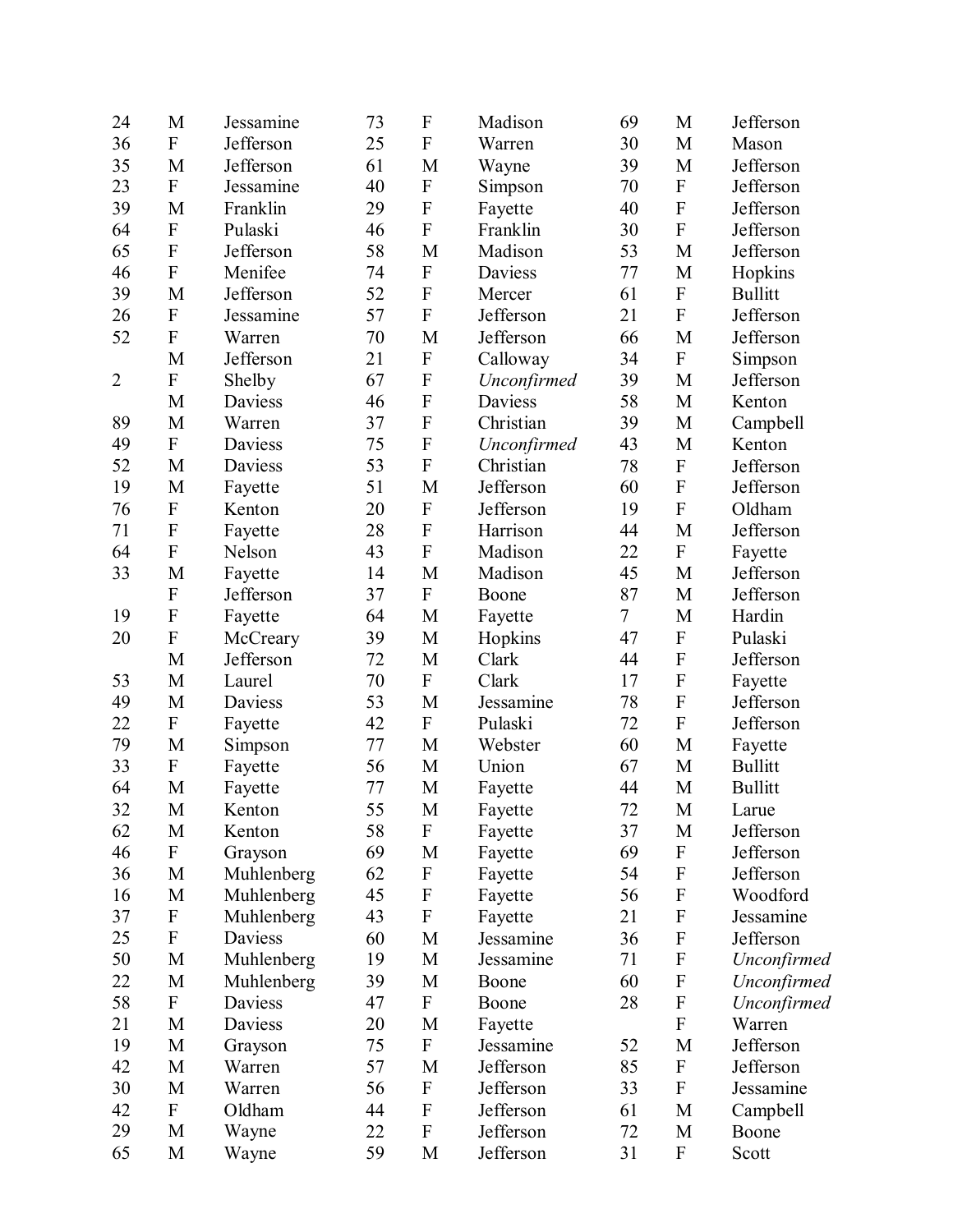| | | |
|---|---|---|
| 24 | M | Jessamine |
| 36 | F | Jefferson |
| 35 | M | Jefferson |
| 23 | F | Jessamine |
| 39 | M | Franklin |
| 64 | F | Pulaski |
| 65 | F | Jefferson |
| 46 | F | Menifee |
| 39 | M | Jefferson |
| 26 | F | Jessamine |
| 52 | F | Warren |
| | M | Jefferson |
| 2 | F | Shelby |
| | M | Daviess |
| 89 | M | Warren |
| 49 | F | Daviess |
| 52 | M | Daviess |
| 19 | M | Fayette |
| 76 | F | Kenton |
| 71 | F | Fayette |
| 64 | F | Nelson |
| 33 | M | Fayette |
| | F | Jefferson |
| 19 | F | Fayette |
| 20 | F | McCreary |
| | M | Jefferson |
| 53 | M | Laurel |
| 49 | M | Daviess |
| 22 | F | Fayette |
| 79 | M | Simpson |
| 33 | F | Fayette |
| 64 | M | Fayette |
| 32 | M | Kenton |
| 62 | M | Kenton |
| 46 | F | Grayson |
| 36 | M | Muhlenberg |
| 16 | M | Muhlenberg |
| 37 | F | Muhlenberg |
| 25 | F | Daviess |
| 50 | M | Muhlenberg |
| 22 | M | Muhlenberg |
| 58 | F | Daviess |
| 21 | M | Daviess |
| 19 | M | Grayson |
| 42 | M | Warren |
| 30 | M | Warren |
| 42 | F | Oldham |
| 29 | M | Wayne |
| 65 | M | Wayne |
| 73 | F | Madison |
| 25 | F | Warren |
| 61 | M | Wayne |
| 40 | F | Simpson |
| 29 | F | Fayette |
| 46 | F | Franklin |
| 58 | M | Madison |
| 74 | F | Daviess |
| 52 | F | Mercer |
| 57 | F | Jefferson |
| 70 | M | Jefferson |
| 21 | F | Calloway |
| 67 | F | *Unconfirmed* |
| 46 | F | Daviess |
| 37 | F | Christian |
| 75 | F | *Unconfirmed* |
| 53 | F | Christian |
| 51 | M | Jefferson |
| 20 | F | Jefferson |
| 28 | F | Harrison |
| 43 | F | Madison |
| 14 | M | Madison |
| 37 | F | Boone |
| 64 | M | Fayette |
| 39 | M | Hopkins |
| 72 | M | Clark |
| 70 | F | Clark |
| 53 | M | Jessamine |
| 42 | F | Pulaski |
| 77 | M | Webster |
| 56 | M | Union |
| 77 | M | Fayette |
| 55 | M | Fayette |
| 58 | F | Fayette |
| 69 | M | Fayette |
| 62 | F | Fayette |
| 45 | F | Fayette |
| 43 | F | Fayette |
| 60 | M | Jessamine |
| 19 | M | Jessamine |
| 39 | M | Boone |
| 47 | F | Boone |
| 20 | M | Fayette |
| 75 | F | Jessamine |
| 57 | M | Jefferson |
| 56 | F | Jefferson |
| 44 | F | Jefferson |
| 22 | F | Jefferson |
| 59 | M | Jefferson |
| 69 | M | Jefferson |
| 30 | M | Mason |
| 39 | M | Jefferson |
| 70 | F | Jefferson |
| 40 | F | Jefferson |
| 30 | F | Jefferson |
| 53 | M | Jefferson |
| 77 | M | Hopkins |
| 61 | F | Bullitt |
| 21 | F | Jefferson |
| 66 | M | Jefferson |
| 34 | F | Simpson |
| 39 | M | Jefferson |
| 58 | M | Kenton |
| 39 | M | Campbell |
| 43 | M | Kenton |
| 78 | F | Jefferson |
| 60 | F | Jefferson |
| 19 | F | Oldham |
| 44 | M | Jefferson |
| 22 | F | Fayette |
| 45 | M | Jefferson |
| 87 | M | Jefferson |
| 7 | M | Hardin |
| 47 | F | Pulaski |
| 44 | F | Jefferson |
| 17 | F | Fayette |
| 78 | F | Jefferson |
| 72 | F | Jefferson |
| 60 | M | Fayette |
| 67 | M | Bullitt |
| 44 | M | Bullitt |
| 72 | M | Larue |
| 37 | M | Jefferson |
| 69 | F | Jefferson |
| 54 | F | Jefferson |
| 56 | F | Woodford |
| 21 | F | Jessamine |
| 36 | F | Jefferson |
| 71 | F | *Unconfirmed* |
| 60 | F | *Unconfirmed* |
| 28 | F | *Unconfirmed* |
| | F | Warren |
| 52 | M | Jefferson |
| 85 | F | Jefferson |
| 33 | F | Jessamine |
| 61 | M | Campbell |
| 72 | M | Boone |
| 31 | F | Scott |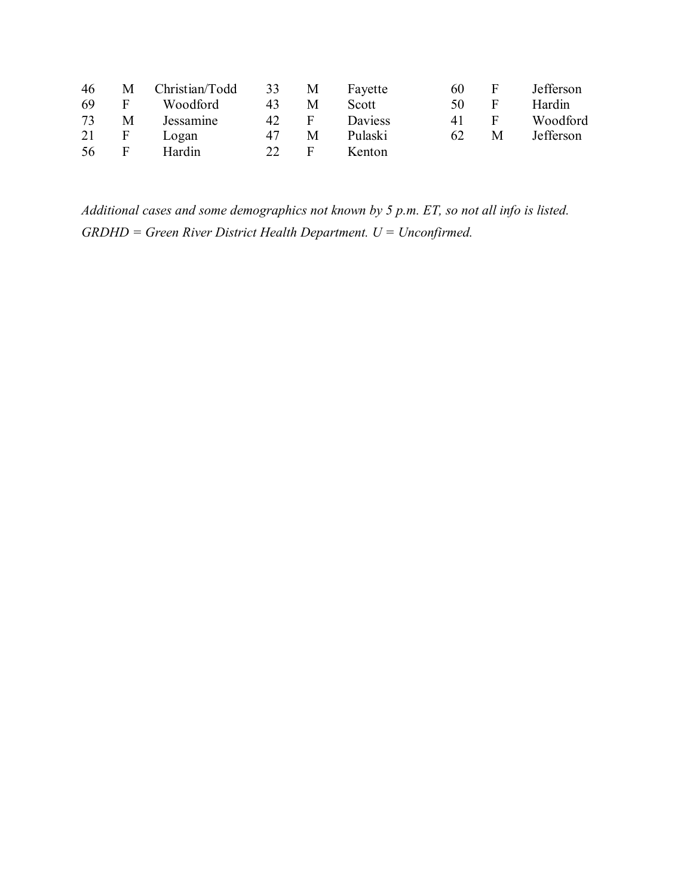| | | | | | | | | |
|---|---|---|---|---|---|---|---|---|
| 46 | M | Christian/Todd | 33 | M | Fayette | 60 | F | Jefferson |
| 69 | F | Woodford | 43 | M | Scott | 50 | F | Hardin |
| 73 | M | Jessamine | 42 | F | Daviess | 41 | F | Woodford |
| 21 | F | Logan | 47 | M | Pulaski | 62 | M | Jefferson |
| 56 | F | Hardin | 22 | F | Kenton | | | |

*Additional cases and some demographics not known by 5 p.m. ET, so not all info is listed.*
*GRDHD = Green River District Health Department. U = Unconfirmed.*